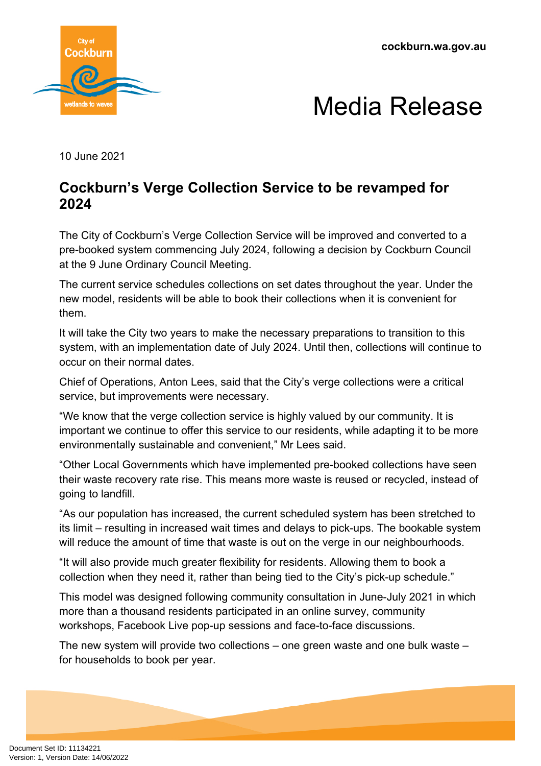cockburn.wa.gov.au

# Media Release

10 June 2021

## Cockburn's Verge Collection Service to be revamped for 2024

The City of Cockburn's Verge Collection Service will be improved and converted to a pre-booked system commencing July 2024, following a decision by Cockburn Council at the 9 June Ordinary Council Meeting.

The current service schedules collections on set dates throughout the year. Under the new model, residents will be able to book their collections when it is convenient for them.

It will take the City two years to make the necessary preparations to transition to this system, with an implementation date of July 2024. Until then, collections will continue to occur on their normal dates.

Chief of Operations, Anton Lees, said that the City's verge collections were a critical service, but improvements were necessary.

"We know that the verge collection service is highly valued by our community. It is important we continue to offer this service to our residents, while adapting it to be more environmentally sustainable and convenient," Mr Lees said.

"Other Local Governments which have implemented pre-booked collections have seen their waste recovery rate rise. This means more waste is reused or recycled, instead of going to landfill.

"As our population has increased, the current scheduled system has been stretched to its limit – resulting in increased wait times and delays to pick-ups. The bookable system will reduce the amount of time that waste is out on the verge in our neighbourhoods.

"It will also provide much greater flexibility for residents. Allowing them to book a collection when they need it, rather than being tied to the City's pick-up schedule."

This model was designed following community consultation in June-July 2021 in which more than a thousand residents participated in an online survey, community workshops, Facebook Live pop-up sessions and face-to-face discussions.

The new system will provide two collections – one green waste and one bulk waste – for households to book per year.

Document Set ID: 11134221
Version: 1, Version Date: 14/06/2022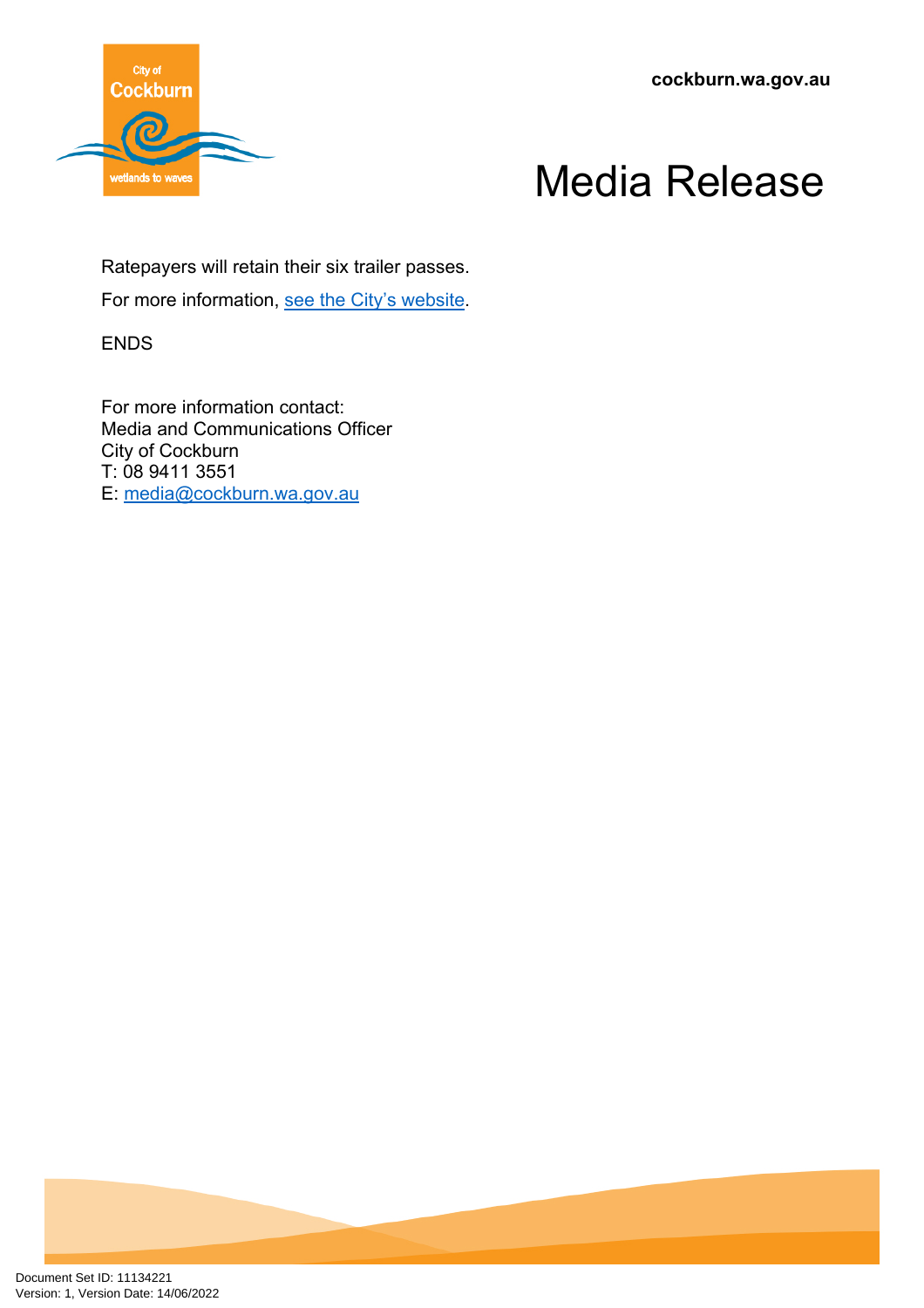Ratepayers will retain their six trailer passes.

For more information, [see the City's website](#).

ENDS

For more information contact:
Media and Communications Officer
City of Cockburn
T: 08 9411 3551
E: media@cockburn.wa.gov.au